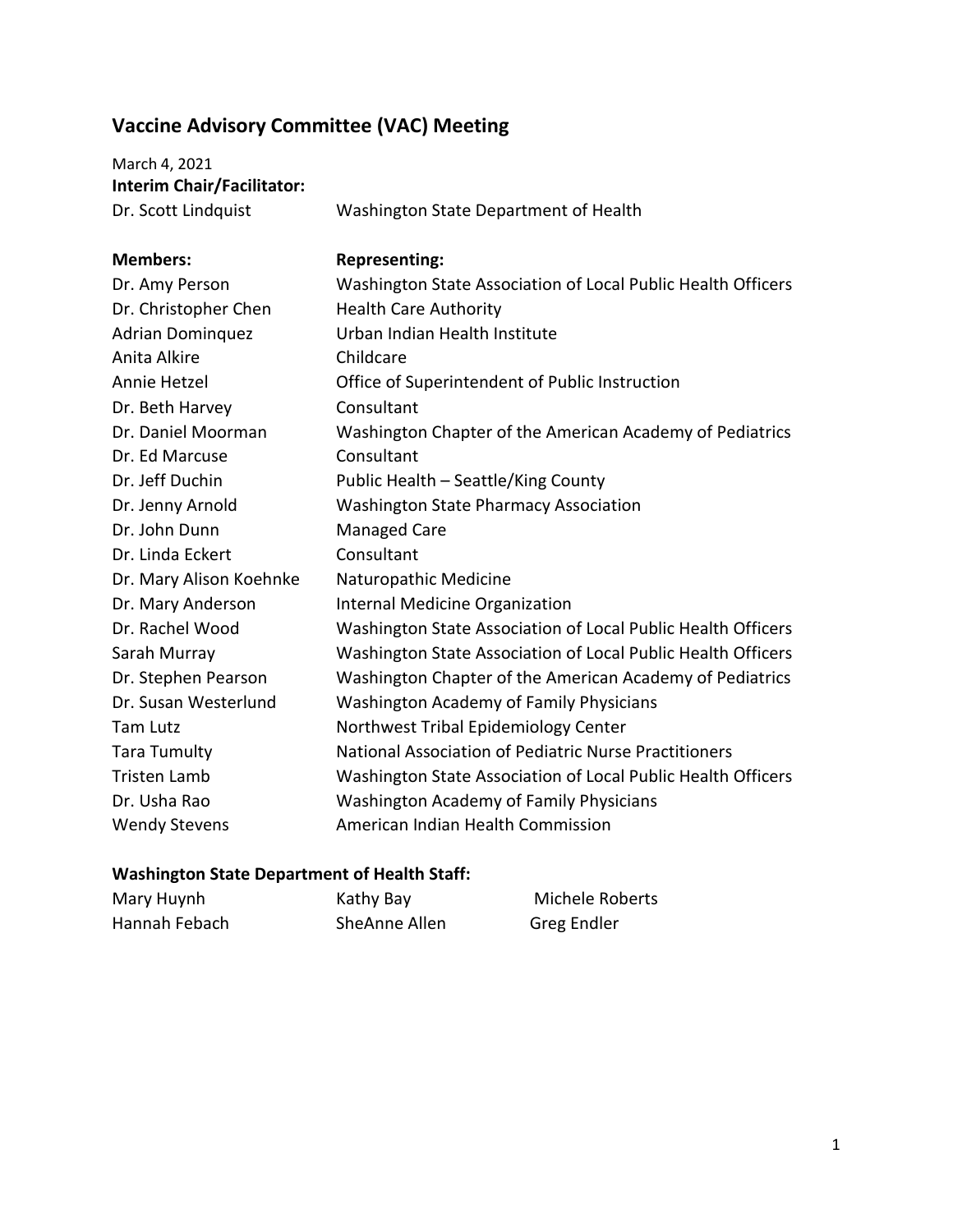# Vaccine Advisory Committee (VAC) Meeting

March 4, 2021

**Interim Chair/Facilitator:**

| | |
|---|---|
| Dr. Scott Lindquist | Washington State Department of Health |

| **Members:** | **Representing:** |
|---|---|
| Dr. Amy Person | Washington State Association of Local Public Health Officers |
| Dr. Christopher Chen | Health Care Authority |
| Adrian Dominquez | Urban Indian Health Institute |
| Anita Alkire | Childcare |
| Annie Hetzel | Office of Superintendent of Public Instruction |
| Dr. Beth Harvey | Consultant |
| Dr. Daniel Moorman | Washington Chapter of the American Academy of Pediatrics |
| Dr. Ed Marcuse | Consultant |
| Dr. Jeff Duchin | Public Health – Seattle/King County |
| Dr. Jenny Arnold | Washington State Pharmacy Association |
| Dr. John Dunn | Managed Care |
| Dr. Linda Eckert | Consultant |
| Dr. Mary Alison Koehnke | Naturopathic Medicine |
| Dr. Mary Anderson | Internal Medicine Organization |
| Dr. Rachel Wood | Washington State Association of Local Public Health Officers |
| Sarah Murray | Washington State Association of Local Public Health Officers |
| Dr. Stephen Pearson | Washington Chapter of the American Academy of Pediatrics |
| Dr. Susan Westerlund | Washington Academy of Family Physicians |
| Tam Lutz | Northwest Tribal Epidemiology Center |
| Tara Tumulty | National Association of Pediatric Nurse Practitioners |
| Tristen Lamb | Washington State Association of Local Public Health Officers |
| Dr. Usha Rao | Washington Academy of Family Physicians |
| Wendy Stevens | American Indian Health Commission |

**Washington State Department of Health Staff:**

| | | |
|---|---|---|
| Mary Huynh | Kathy Bay | Michele Roberts |
| Hannah Febach | SheAnne Allen | Greg Endler |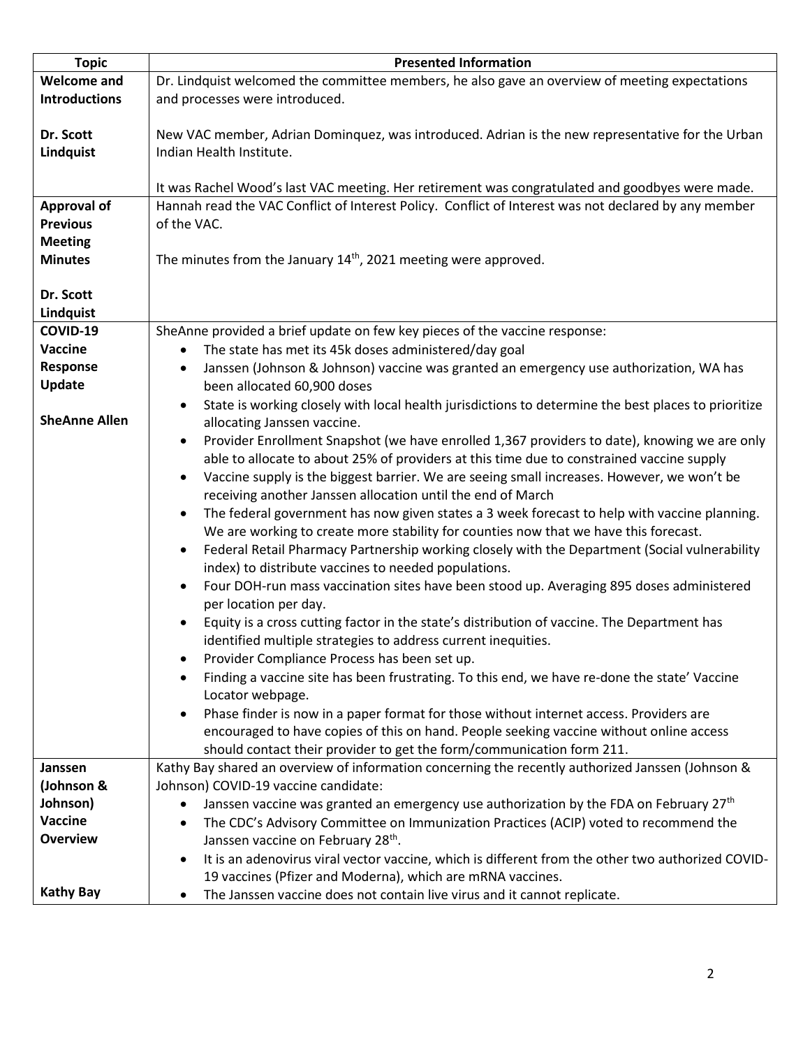| Topic | Presented Information |
|---|---|
| **Welcome and Introductions**<br><br>**Dr. Scott Lindquist** | Dr. Lindquist welcomed the committee members, he also gave an overview of meeting expectations and processes were introduced.<br><br>New VAC member, Adrian Dominquez, was introduced. Adrian is the new representative for the Urban Indian Health Institute.<br><br>It was Rachel Wood's last VAC meeting. Her retirement was congratulated and goodbyes were made. |
| **Approval of Previous Meeting Minutes**<br><br>**Dr. Scott Lindquist** | Hannah read the VAC Conflict of Interest Policy. Conflict of Interest was not declared by any member of the VAC.<br><br>The minutes from the January 14th, 2021 meeting were approved. |
| **COVID-19 Vaccine Response Update**<br><br>**SheAnne Allen** | SheAnne provided a brief update on few key pieces of the vaccine response:<br>• The state has met its 45k doses administered/day goal<br>• Janssen (Johnson & Johnson) vaccine was granted an emergency use authorization, WA has been allocated 60,900 doses<br>• State is working closely with local health jurisdictions to determine the best places to prioritize allocating Janssen vaccine.<br>• Provider Enrollment Snapshot (we have enrolled 1,367 providers to date), knowing we are only able to allocate to about 25% of providers at this time due to constrained vaccine supply<br>• Vaccine supply is the biggest barrier. We are seeing small increases. However, we won't be receiving another Janssen allocation until the end of March<br>• The federal government has now given states a 3 week forecast to help with vaccine planning. We are working to create more stability for counties now that we have this forecast.<br>• Federal Retail Pharmacy Partnership working closely with the Department (Social vulnerability index) to distribute vaccines to needed populations.<br>• Four DOH-run mass vaccination sites have been stood up. Averaging 895 doses administered per location per day.<br>• Equity is a cross cutting factor in the state's distribution of vaccine. The Department has identified multiple strategies to address current inequities.<br>• Provider Compliance Process has been set up.<br>• Finding a vaccine site has been frustrating. To this end, we have re-done the state' Vaccine Locator webpage.<br>• Phase finder is now in a paper format for those without internet access. Providers are encouraged to have copies of this on hand. People seeking vaccine without online access should contact their provider to get the form/communication form 211. |
| **Janssen (Johnson & Johnson) Vaccine Overview**<br><br>**Kathy Bay** | Kathy Bay shared an overview of information concerning the recently authorized Janssen (Johnson & Johnson) COVID-19 vaccine candidate:<br>• Janssen vaccine was granted an emergency use authorization by the FDA on February 27th<br>• The CDC's Advisory Committee on Immunization Practices (ACIP) voted to recommend the Janssen vaccine on February 28th.<br>• It is an adenovirus viral vector vaccine, which is different from the other two authorized COVID-19 vaccines (Pfizer and Moderna), which are mRNA vaccines.<br>• The Janssen vaccine does not contain live virus and it cannot replicate. |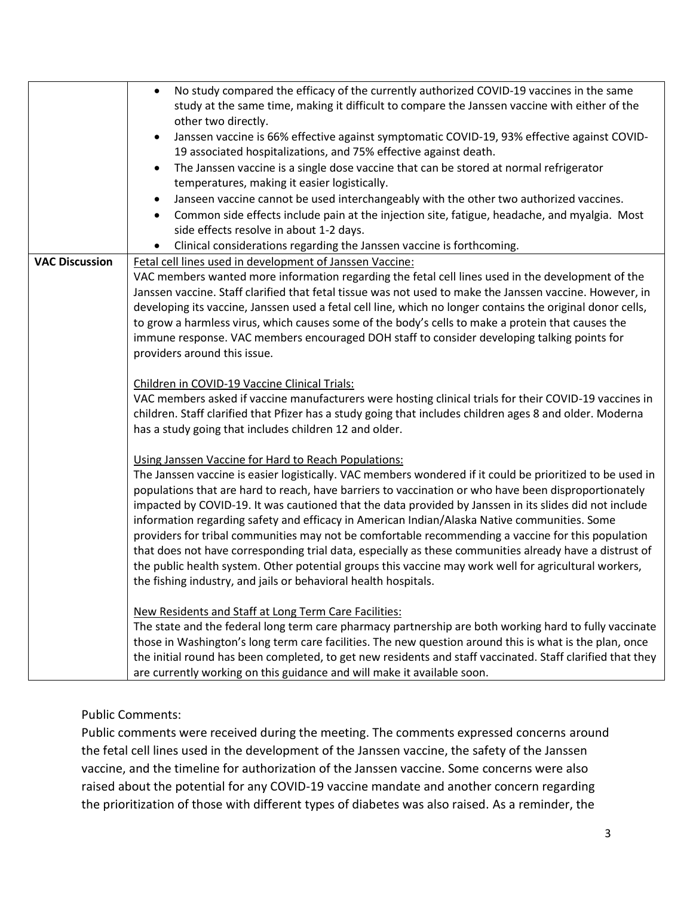| | |
|---|---|
| | • No study compared the efficacy of the currently authorized COVID-19 vaccines in the same study at the same time, making it difficult to compare the Janssen vaccine with either of the other two directly.<br>• Janssen vaccine is 66% effective against symptomatic COVID-19, 93% effective against COVID-19 associated hospitalizations, and 75% effective against death.<br>• The Janssen vaccine is a single dose vaccine that can be stored at normal refrigerator temperatures, making it easier logistically.<br>• Janseen vaccine cannot be used interchangeably with the other two authorized vaccines.<br>• Common side effects include pain at the injection site, fatigue, headache, and myalgia. Most side effects resolve in about 1-2 days.<br>• Clinical considerations regarding the Janssen vaccine is forthcoming. |
| **VAC Discussion** | <u>Fetal cell lines used in development of Janssen Vaccine:</u><br>VAC members wanted more information regarding the fetal cell lines used in the development of the Janssen vaccine. Staff clarified that fetal tissue was not used to make the Janssen vaccine. However, in developing its vaccine, Janssen used a fetal cell line, which no longer contains the original donor cells, to grow a harmless virus, which causes some of the body's cells to make a protein that causes the immune response. VAC members encouraged DOH staff to consider developing talking points for providers around this issue.<br><br><u>Children in COVID-19 Vaccine Clinical Trials:</u><br>VAC members asked if vaccine manufacturers were hosting clinical trials for their COVID-19 vaccines in children. Staff clarified that Pfizer has a study going that includes children ages 8 and older. Moderna has a study going that includes children 12 and older.<br><br><u>Using Janssen Vaccine for Hard to Reach Populations:</u><br>The Janssen vaccine is easier logistically. VAC members wondered if it could be prioritized to be used in populations that are hard to reach, have barriers to vaccination or who have been disproportionately impacted by COVID-19. It was cautioned that the data provided by Janssen in its slides did not include information regarding safety and efficacy in American Indian/Alaska Native communities. Some providers for tribal communities may not be comfortable recommending a vaccine for this population that does not have corresponding trial data, especially as these communities already have a distrust of the public health system. Other potential groups this vaccine may work well for agricultural workers, the fishing industry, and jails or behavioral health hospitals.<br><br><u>New Residents and Staff at Long Term Care Facilities:</u><br>The state and the federal long term care pharmacy partnership are both working hard to fully vaccinate those in Washington's long term care facilities. The new question around this is what is the plan, once the initial round has been completed, to get new residents and staff vaccinated. Staff clarified that they are currently working on this guidance and will make it available soon. |

Public Comments:

Public comments were received during the meeting. The comments expressed concerns around the fetal cell lines used in the development of the Janssen vaccine, the safety of the Janssen vaccine, and the timeline for authorization of the Janssen vaccine. Some concerns were also raised about the potential for any COVID-19 vaccine mandate and another concern regarding the prioritization of those with different types of diabetes was also raised. As a reminder, the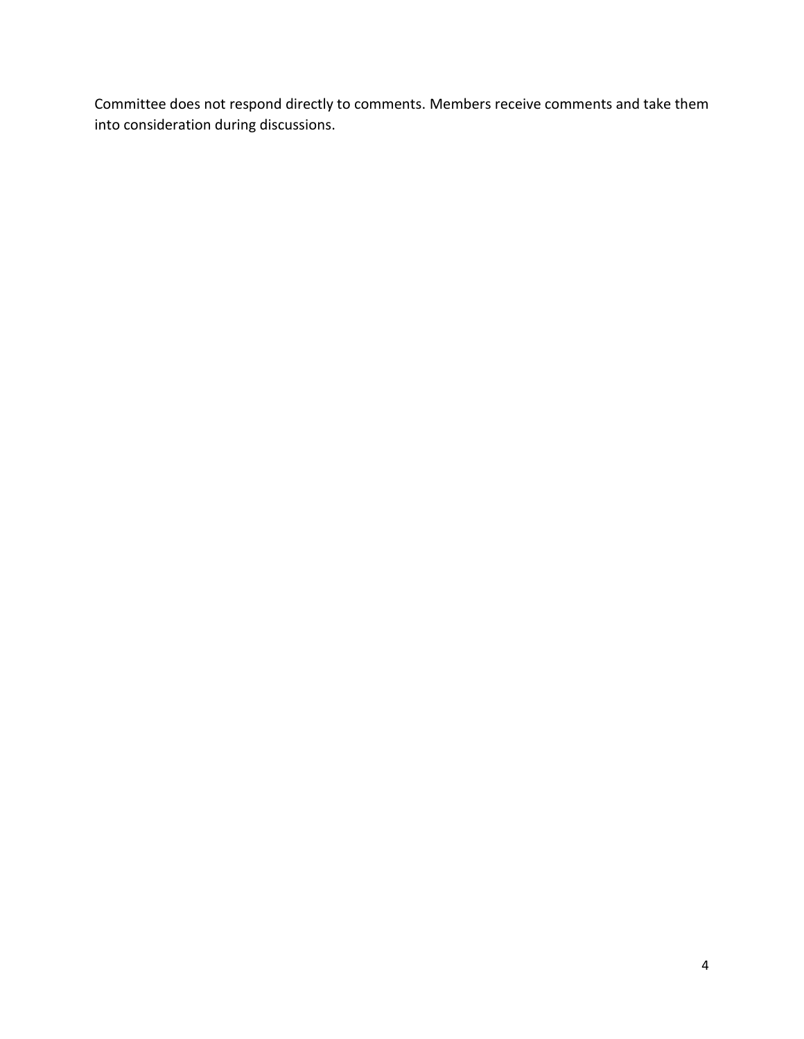Committee does not respond directly to comments. Members receive comments and take them into consideration during discussions.